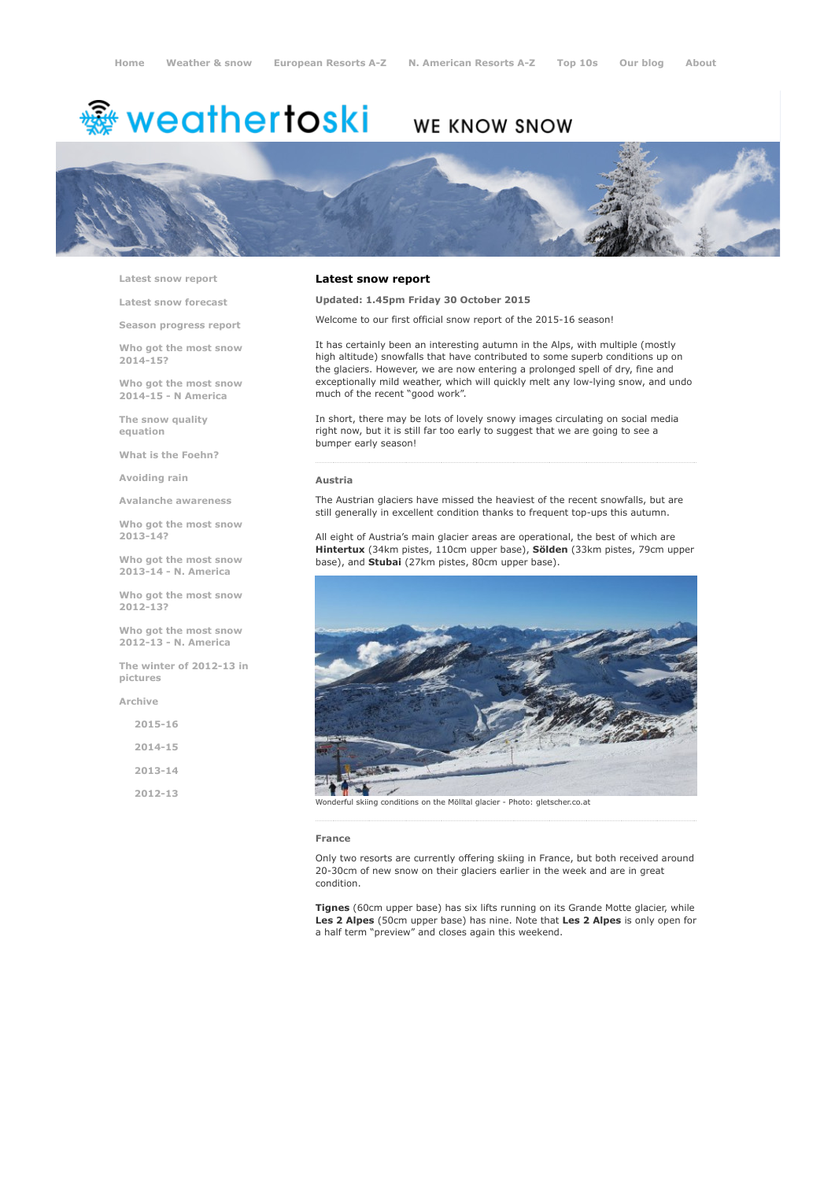Home | Weather & snow | European Resorts A-Z | N. American Resorts A-Z | Top 10s | Our blog | About

# weathertoski

WE KNOW SNOW

- Latest snow report
- Latest snow forecast
- Season progress report
- Who got the most snow 2014-15?
- Who got the most snow 2014-15 - N America
- The snow quality equation
- What is the Foehn?
- Avoiding rain
- Avalanche awareness
- Who got the most snow 2013-14?
- Who got the most snow 2013-14 - N. America
- Who got the most snow 2012-13?
- Who got the most snow 2012-13 - N. America
- The winter of 2012-13 in pictures
- Archive
  - 2015-16
  - 2014-15
  - 2013-14
  - 2012-13

## Latest snow report

**Updated: 1.45pm Friday 30 October 2015**

Welcome to our first official snow report of the 2015-16 season!

It has certainly been an interesting autumn in the Alps, with multiple (mostly high altitude) snowfalls that have contributed to some superb conditions up on the glaciers. However, we are now entering a prolonged spell of dry, fine and exceptionally mild weather, which will quickly melt any low-lying snow, and undo much of the recent "good work".

In short, there may be lots of lovely snowy images circulating on social media right now, but it is still far too early to suggest that we are going to see a bumper early season!

### Austria

The Austrian glaciers have missed the heaviest of the recent snowfalls, but are still generally in excellent condition thanks to frequent top-ups this autumn.

All eight of Austria's main glacier areas are operational, the best of which are **Hintertux** (34km pistes, 110cm upper base), **Sölden** (33km pistes, 79cm upper base), and **Stubai** (27km pistes, 80cm upper base).

Wonderful skiing conditions on the Mölltal glacier - Photo: gletscher.co.at

### France

Only two resorts are currently offering skiing in France, but both received around 20-30cm of new snow on their glaciers earlier in the week and are in great condition.

**Tignes** (60cm upper base) has six lifts running on its Grande Motte glacier, while **Les 2 Alpes** (50cm upper base) has nine. Note that **Les 2 Alpes** is only open for a half term "preview" and closes again this weekend.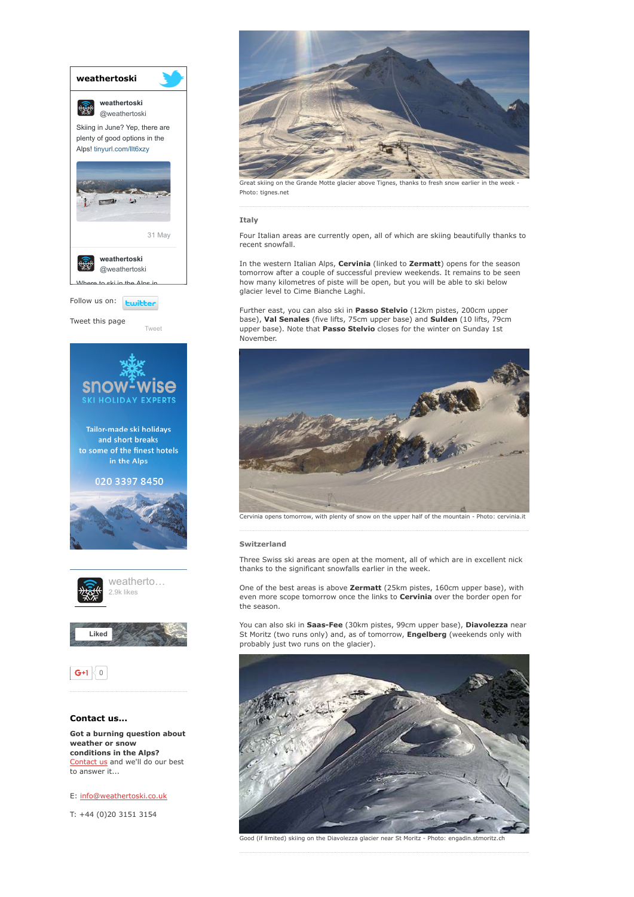Great skiing on the Grande Motte glacier above Tignes, thanks to fresh snow earlier in the week - Photo: tignes.net

### Italy

Four Italian areas are currently open, all of which are skiing beautifully thanks to recent snowfall.

In the western Italian Alps, **Cervinia** (linked to **Zermatt**) opens for the season tomorrow after a couple of successful preview weekends. It remains to be seen how many kilometres of piste will be open, but you will be able to ski below glacier level to Cime Bianche Laghi.

Further east, you can also ski in **Passo Stelvio** (12km pistes, 200cm upper base), **Val Senales** (five lifts, 75cm upper base) and **Sulden** (10 lifts, 79cm upper base). Note that **Passo Stelvio** closes for the winter on Sunday 1st November.

Cervinia opens tomorrow, with plenty of snow on the upper half of the mountain - Photo: cervinia.it

### Switzerland

Three Swiss ski areas are open at the moment, all of which are in excellent nick thanks to the significant snowfalls earlier in the week.

One of the best areas is above **Zermatt** (25km pistes, 160cm upper base), with even more scope tomorrow once the links to **Cervinia** over the border open for the season.

You can also ski in **Saas-Fee** (30km pistes, 99cm upper base), **Diavolezza** near St Moritz (two runs only) and, as of tomorrow, **Engelberg** (weekends only with probably just two runs on the glacier).

Good (if limited) skiing on the Diavolezza glacier near St Moritz - Photo: engadin.stmoritz.ch

**weathertoski**

weathertoski @weathertoski

Skiing in June? Yep, there are plenty of good options in the Alps! tinyurl.com/llt6xzy

31 May

weathertoski @weathertoski

Where to ski in the Alps in...

Follow us on: twitter

Tweet this page

Tweet

snow-wise
SKI HOLIDAY EXPERTS

Tailor-made ski holidays and short breaks to some of the finest hotels in the Alps

020 3397 8450

weatherto...
2.9k likes

Liked

G+1 0

### Contact us...

**Got a burning question about weather or snow conditions in the Alps?**
Contact us and we'll do our best to answer it...

E: info@weathertoski.co.uk

T: +44 (0)20 3151 3154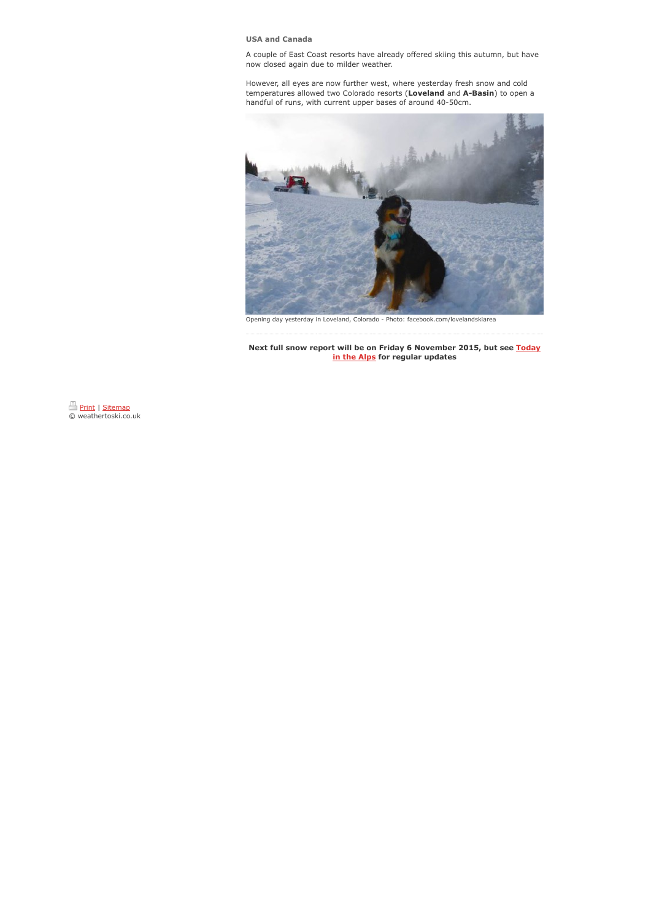**USA and Canada**

A couple of East Coast resorts have already offered skiing this autumn, but have now closed again due to milder weather.

However, all eyes are now further west, where yesterday fresh snow and cold temperatures allowed two Colorado resorts (**Loveland** and **A-Basin**) to open a handful of runs, with current upper bases of around 40-50cm.

Opening day yesterday in Loveland, Colorado - Photo: facebook.com/lovelandskiarea

---

**Next full snow report will be on Friday 6 November 2015, but see Today in the Alps for regular updates**

Print | Sitemap
© weathertoski.co.uk